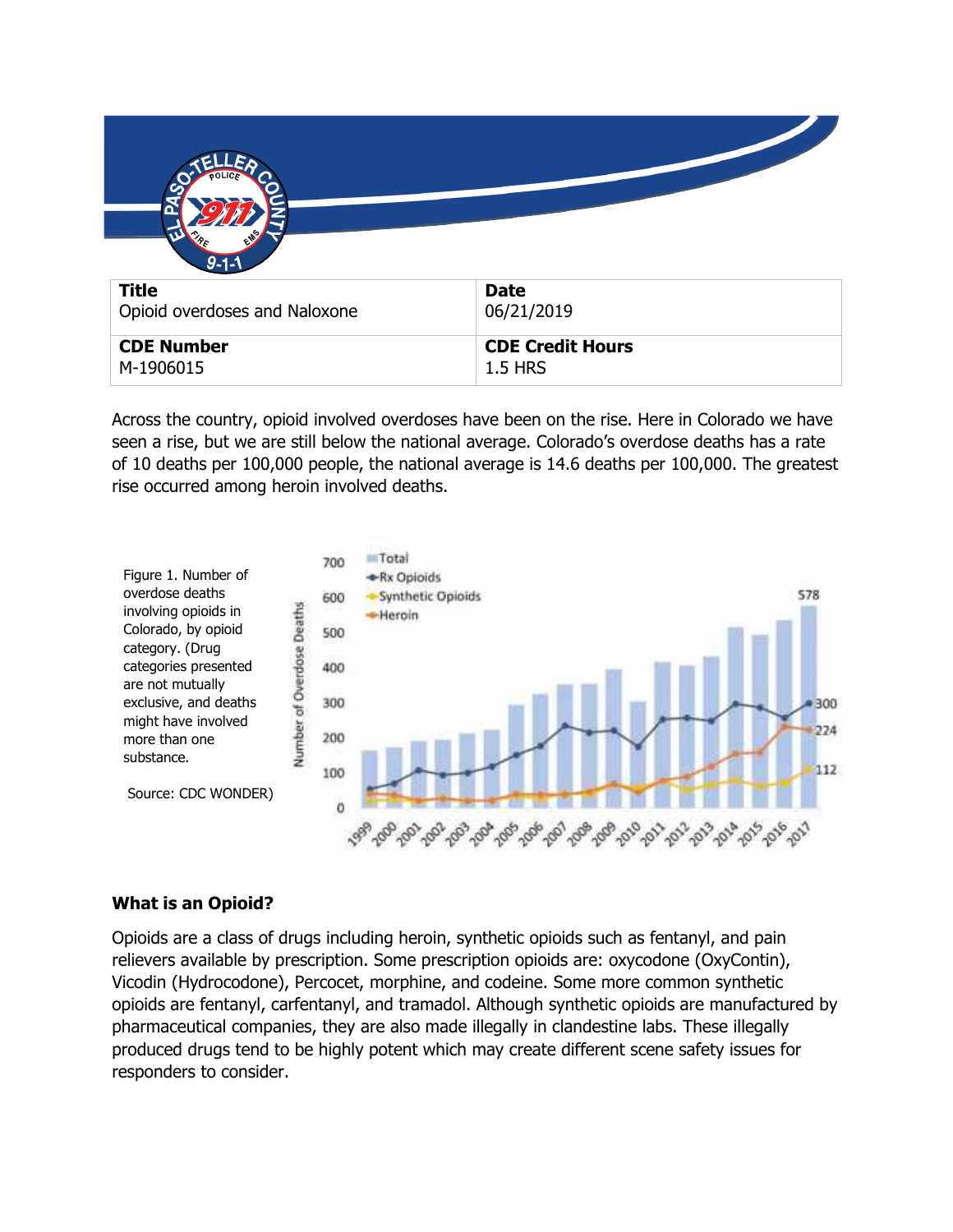| Title | Date |
| --- | --- |
| Opioid overdoses and Naloxone | 06/21/2019 |
| **CDE Number** | **CDE Credit Hours** |
| M-1906015 | 1.5 HRS |

Across the country, opioid involved overdoses have been on the rise. Here in Colorado we have seen a rise, but we are still below the national average. Colorado's overdose deaths has a rate of 10 deaths per 100,000 people, the national average is 14.6 deaths per 100,000. The greatest rise occurred among heroin involved deaths.

Figure 1. Number of overdose deaths involving opioids in Colorado, by opioid category. (Drug categories presented are not mutually exclusive, and deaths might have involved more than one substance.

Source: CDC WONDER)

## What is an Opioid?

Opioids are a class of drugs including heroin, synthetic opioids such as fentanyl, and pain relievers available by prescription. Some prescription opioids are: oxycodone (OxyContin), Vicodin (Hydrocodone), Percocet, morphine, and codeine. Some more common synthetic opioids are fentanyl, carfentanyl, and tramadol. Although synthetic opioids are manufactured by pharmaceutical companies, they are also made illegally in clandestine labs. These illegally produced drugs tend to be highly potent which may create different scene safety issues for responders to consider.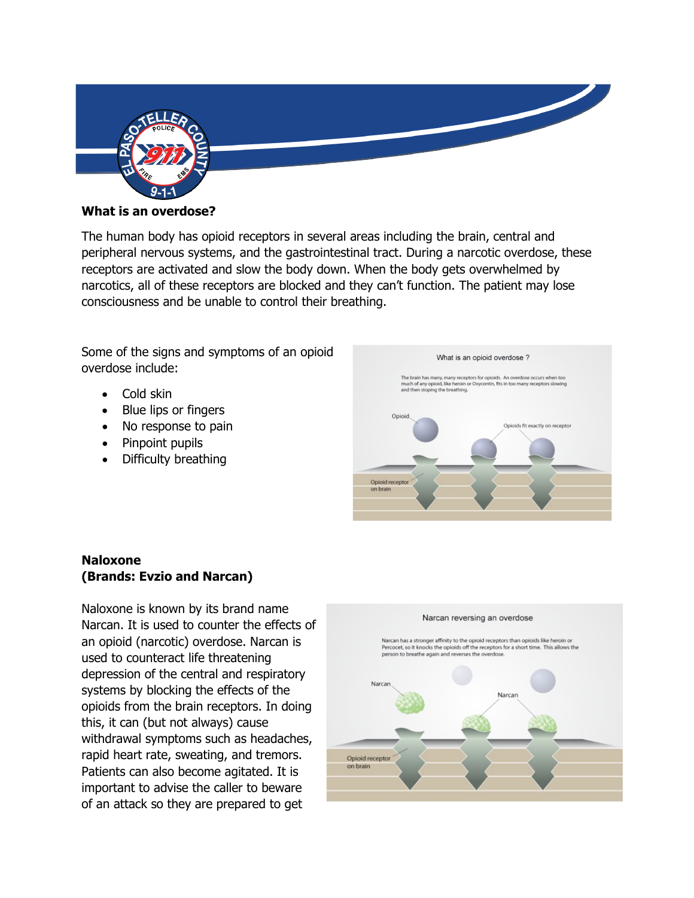**What is an overdose?**

The human body has opioid receptors in several areas including the brain, central and peripheral nervous systems, and the gastrointestinal tract. During a narcotic overdose, these receptors are activated and slow the body down. When the body gets overwhelmed by narcotics, all of these receptors are blocked and they can't function. The patient may lose consciousness and be unable to control their breathing.

Some of the signs and symptoms of an opioid overdose include:

- Cold skin
- Blue lips or fingers
- No response to pain
- Pinpoint pupils
- Difficulty breathing

What is an opioid overdose ?

The brain has many, many receptors for opioids. An overdose occurs when too much of any opioid, like heroin or Oxycontin, fits in too many receptors slowing and then stoping the breathing.

Opioid

Opioids fit exactly on receptor

Opioid receptor on brain

**Naloxone**
**(Brands: Evzio and Narcan)**

Naloxone is known by its brand name Narcan. It is used to counter the effects of an opioid (narcotic) overdose. Narcan is used to counteract life threatening depression of the central and respiratory systems by blocking the effects of the opioids from the brain receptors. In doing this, it can (but not always) cause withdrawal symptoms such as headaches, rapid heart rate, sweating, and tremors. Patients can also become agitated. It is important to advise the caller to beware of an attack so they are prepared to get

Narcan reversing an overdose

Narcan has a stronger affinity to the opioid receptors than opioids like heroin or Percocet, so it knocks the opioids off the receptors for a short time. This allows the person to breathe again and reverses the overdose.

Narcan

Narcan

Opioid receptor on brain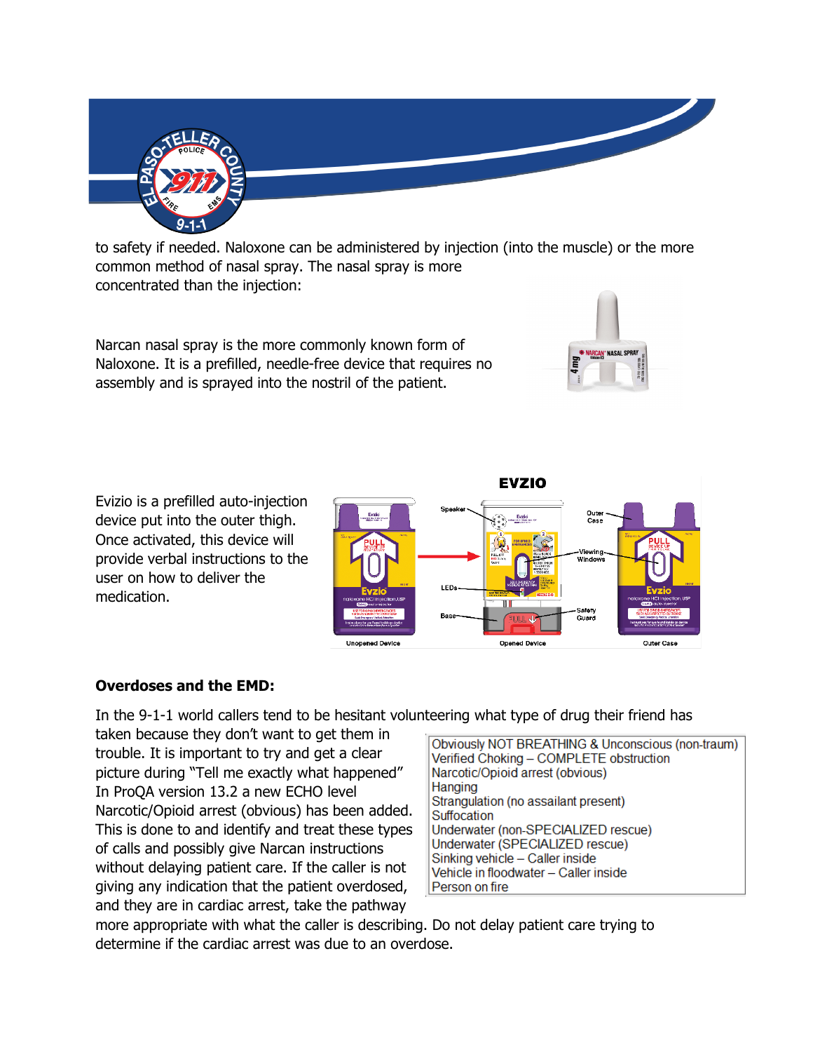to safety if needed. Naloxone can be administered by injection (into the muscle) or the more common method of nasal spray. The nasal spray is more concentrated than the injection:

Narcan nasal spray is the more commonly known form of Naloxone. It is a prefilled, needle-free device that requires no assembly and is sprayed into the nostril of the patient.

Evizio is a prefilled auto-injection device put into the outer thigh. Once activated, this device will provide verbal instructions to the user on how to deliver the medication.

**Overdoses and the EMD:**

In the 9-1-1 world callers tend to be hesitant volunteering what type of drug their friend has taken because they don't want to get them in trouble. It is important to try and get a clear picture during "Tell me exactly what happened" In ProQA version 13.2 a new ECHO level Narcotic/Opioid arrest (obvious) has been added. This is done to and identify and treat these types of calls and possibly give Narcan instructions without delaying patient care. If the caller is not giving any indication that the patient overdosed, and they are in cardiac arrest, take the pathway more appropriate with what the caller is describing. Do not delay patient care trying to determine if the cardiac arrest was due to an overdose.

| |
|---|
| Obviously NOT BREATHING & Unconscious (non-traum) |
| Verified Choking – COMPLETE obstruction |
| Narcotic/Opioid arrest (obvious) |
| Hanging |
| Strangulation (no assailant present) |
| Suffocation |
| Underwater (non-SPECIALIZED rescue) |
| Underwater (SPECIALIZED rescue) |
| Sinking vehicle – Caller inside |
| Vehicle in floodwater – Caller inside |
| Person on fire |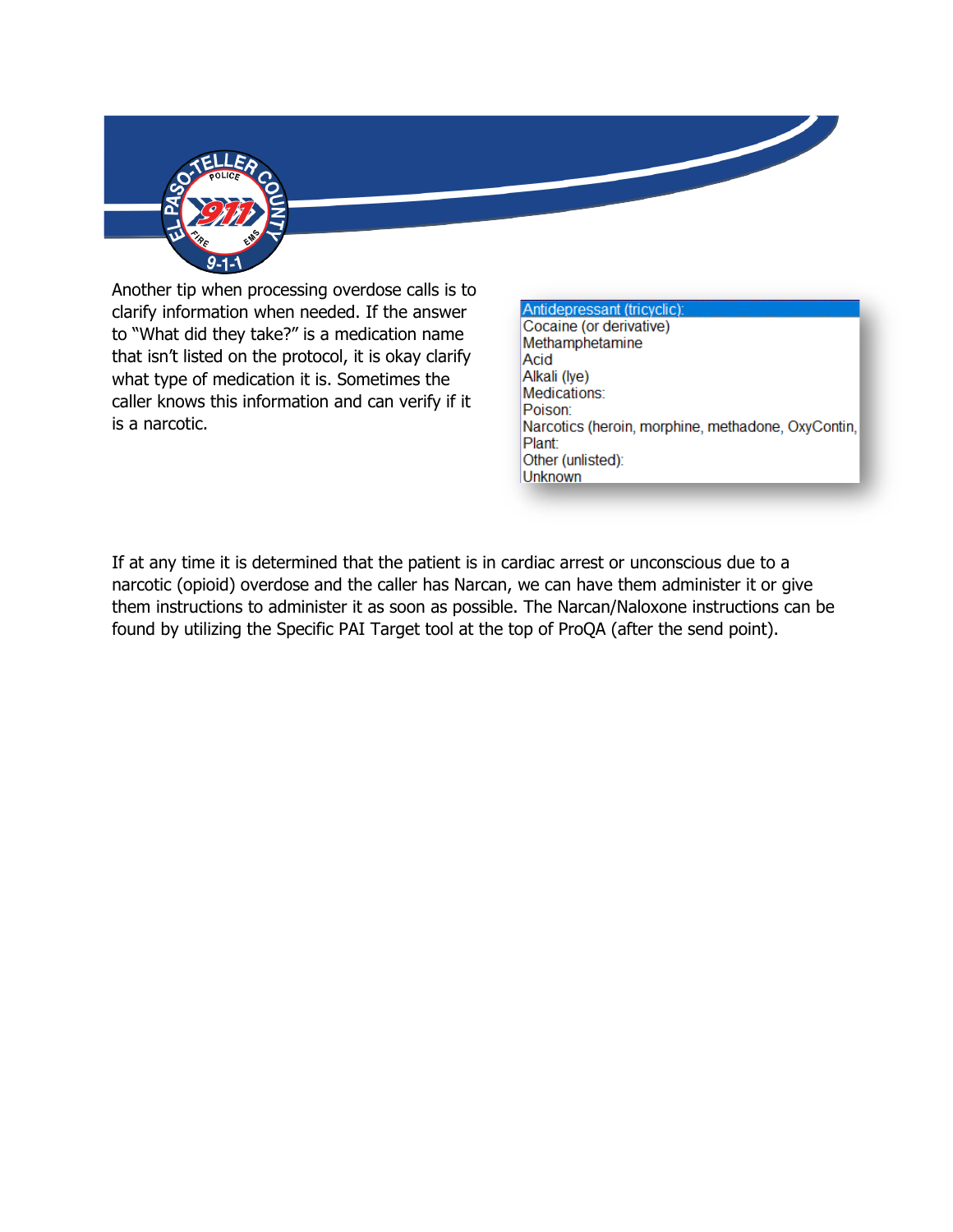Another tip when processing overdose calls is to clarify information when needed. If the answer to "What did they take?" is a medication name that isn't listed on the protocol, it is okay clarify what type of medication it is. Sometimes the caller knows this information and can verify if it is a narcotic.

- Antidepressant (tricyclic):
- Cocaine (or derivative)
- Methamphetamine
- Acid
- Alkali (lye)
- Medications:
- Poison:
- Narcotics (heroin, morphine, methadone, OxyContin,
- Plant:
- Other (unlisted):
- Unknown

If at any time it is determined that the patient is in cardiac arrest or unconscious due to a narcotic (opioid) overdose and the caller has Narcan, we can have them administer it or give them instructions to administer it as soon as possible. The Narcan/Naloxone instructions can be found by utilizing the Specific PAI Target tool at the top of ProQA (after the send point).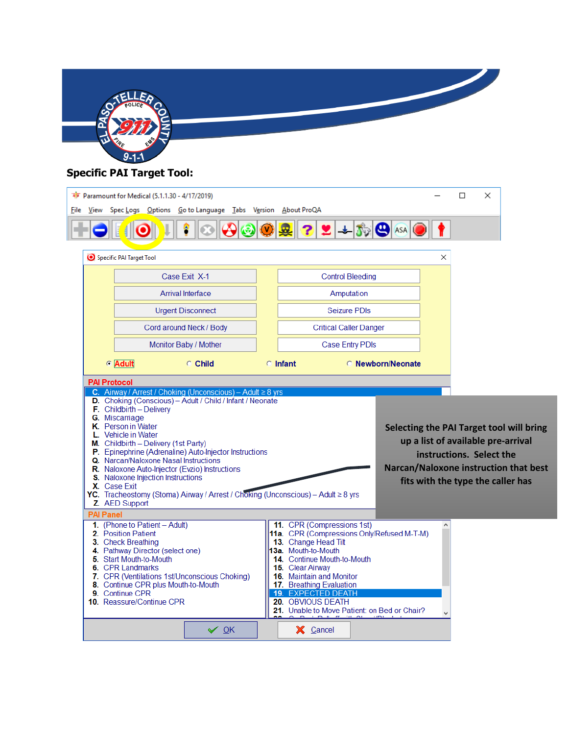**Specific PAI Target Tool:**

Paramount for Medical (5.1.1.30 - 4/17/2019)

File View Spec Logs Options Go to Language Tabs Version About ProQA

Specific PAI Target Tool

| | |
|---|---|
| Case Exit X-1 | Control Bleeding |
| Arrival Interface | Amputation |
| Urgent Disconnect | Seizure PDIs |
| Cord around Neck / Body | Critical Caller Danger |
| Monitor Baby / Mother | Case Entry PDIs |

Adult | Child | Infant | Newborn/Neonate

**PAI Protocol**

- C. Airway / Arrest / Choking (Unconscious) – Adult ≥ 8 yrs
- D. Choking (Conscious) – Adult / Child / Infant / Neonate
- F. Childbirth – Delivery
- G. Miscarriage
- K. Person in Water
- L. Vehicle in Water
- M. Childbirth – Delivery (1st Party)
- P. Epinephrine (Adrenaline) Auto-Injector Instructions
- Q. Narcan/Naloxone Nasal Instructions
- R. Naloxone Auto-Injector (Evzio) Instructions
- S. Naloxone Injection Instructions
- X. Case Exit
- YC. Tracheostomy (Stoma) Airway / Arrest / Choking (Unconscious) – Adult ≥ 8 yrs
- Z. AED Support

Selecting the PAI Target tool will bring up a list of available pre-arrival instructions. Select the Narcan/Naloxone instruction that best fits with the type the caller has

**PAI Panel**

1. (Phone to Patient – Adult)
2. Position Patient
3. Check Breathing
4. Pathway Director (select one)
5. Start Mouth-to-Mouth
6. CPR Landmarks
7. CPR (Ventilations 1st/Unconscious Choking)
8. Continue CPR plus Mouth-to-Mouth
9. Continue CPR
10. Reassure/Continue CPR
11. CPR (Compressions 1st)
11a. CPR (Compressions Only/Refused M-T-M)
13. Change Head Tilt
13a. Mouth-to-Mouth
14. Continue Mouth-to-Mouth
15. Clear Airway
16. Maintain and Monitor
17. Breathing Evaluation
19. EXPECTED DEATH
20. OBVIOUS DEATH
21. Unable to Move Patient: on Bed or Chair?

OK | Cancel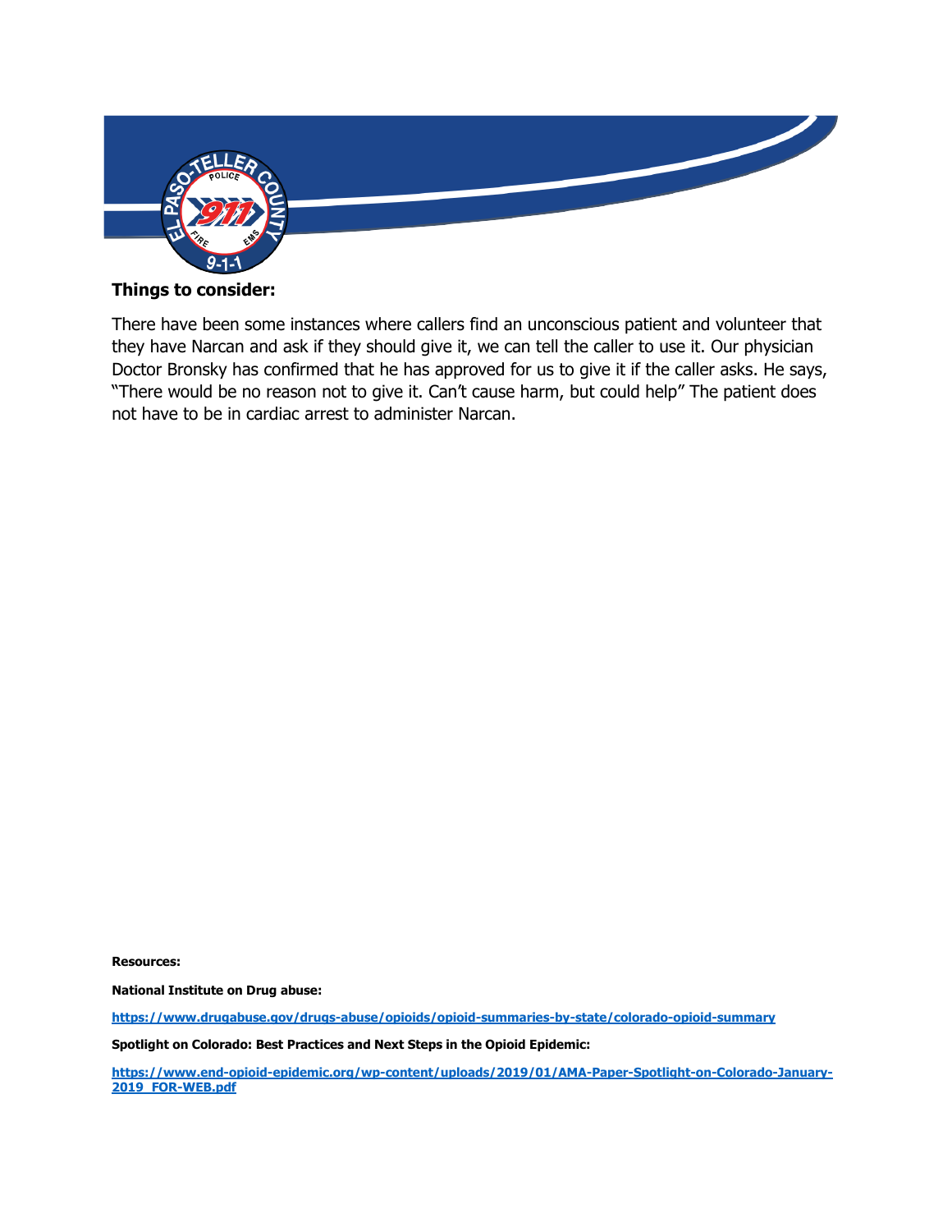**Things to consider:**

There have been some instances where callers find an unconscious patient and volunteer that they have Narcan and ask if they should give it, we can tell the caller to use it. Our physician Doctor Bronsky has confirmed that he has approved for us to give it if the caller asks. He says, "There would be no reason not to give it. Can't cause harm, but could help" The patient does not have to be in cardiac arrest to administer Narcan.

**Resources:**

**National Institute on Drug abuse:**

**https://www.drugabuse.gov/drugs-abuse/opioids/opioid-summaries-by-state/colorado-opioid-summary**

**Spotlight on Colorado: Best Practices and Next Steps in the Opioid Epidemic:**

**https://www.end-opioid-epidemic.org/wp-content/uploads/2019/01/AMA-Paper-Spotlight-on-Colorado-January-2019_FOR-WEB.pdf**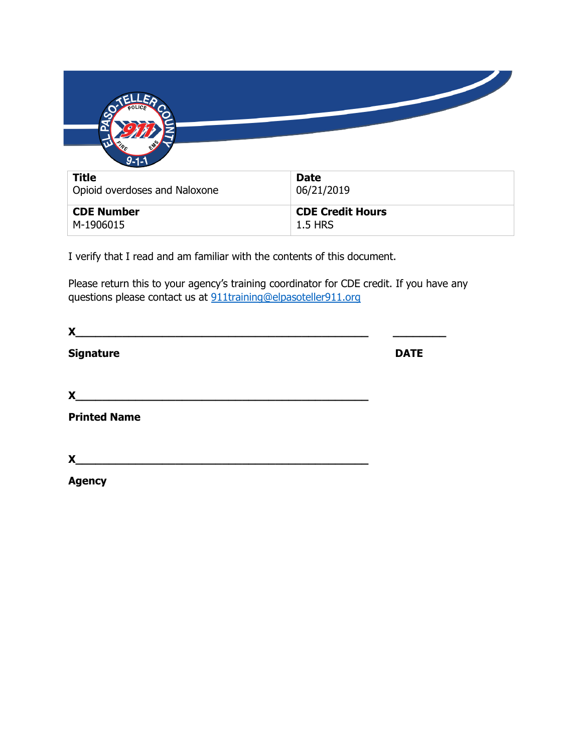| | |
|---|---|
| **Title**<br>Opioid overdoses and Naloxone | **Date**<br>06/21/2019 |
| **CDE Number**<br>M-1906015 | **CDE Credit Hours**<br>1.5 HRS |

I verify that I read and am familiar with the contents of this document.

Please return this to your agency's training coordinator for CDE credit. If you have any questions please contact us at 911training@elpasoteller911.org

X________________________________________________ ________

**Signature** **DATE**

X________________________________________________

**Printed Name**

X________________________________________________

**Agency**